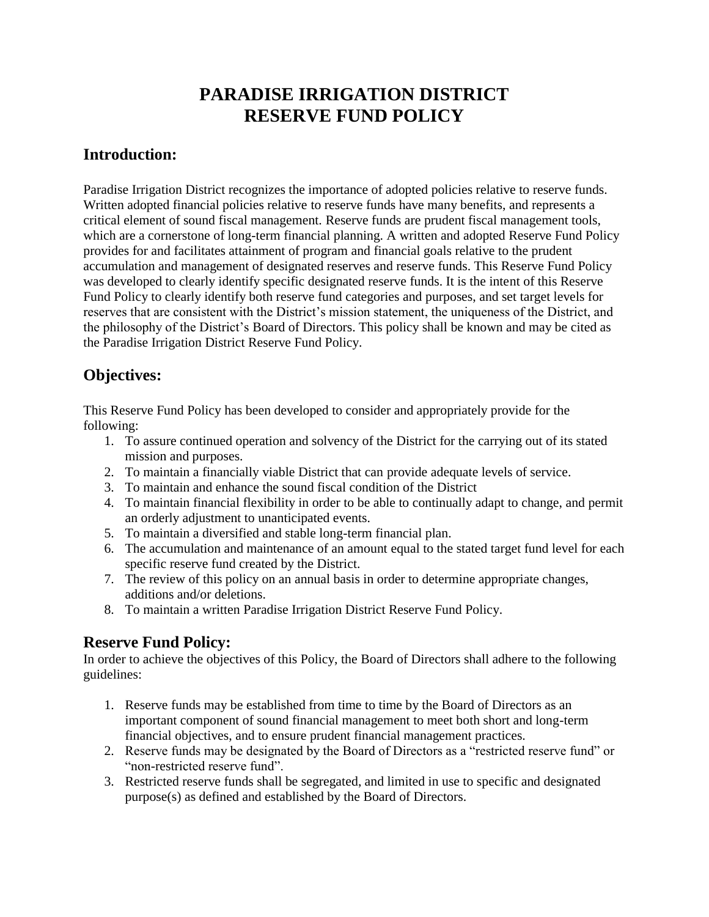# PARADISE IRRIGATION DISTRICT
# RESERVE FUND POLICY

## Introduction:

Paradise Irrigation District recognizes the importance of adopted policies relative to reserve funds. Written adopted financial policies relative to reserve funds have many benefits, and represents a critical element of sound fiscal management. Reserve funds are prudent fiscal management tools, which are a cornerstone of long-term financial planning. A written and adopted Reserve Fund Policy provides for and facilitates attainment of program and financial goals relative to the prudent accumulation and management of designated reserves and reserve funds. This Reserve Fund Policy was developed to clearly identify specific designated reserve funds. It is the intent of this Reserve Fund Policy to clearly identify both reserve fund categories and purposes, and set target levels for reserves that are consistent with the District's mission statement, the uniqueness of the District, and the philosophy of the District's Board of Directors. This policy shall be known and may be cited as the Paradise Irrigation District Reserve Fund Policy.

## Objectives:

This Reserve Fund Policy has been developed to consider and appropriately provide for the following:

1. To assure continued operation and solvency of the District for the carrying out of its stated mission and purposes.
2. To maintain a financially viable District that can provide adequate levels of service.
3. To maintain and enhance the sound fiscal condition of the District
4. To maintain financial flexibility in order to be able to continually adapt to change, and permit an orderly adjustment to unanticipated events.
5. To maintain a diversified and stable long-term financial plan.
6. The accumulation and maintenance of an amount equal to the stated target fund level for each specific reserve fund created by the District.
7. The review of this policy on an annual basis in order to determine appropriate changes, additions and/or deletions.
8. To maintain a written Paradise Irrigation District Reserve Fund Policy.

## Reserve Fund Policy:

In order to achieve the objectives of this Policy, the Board of Directors shall adhere to the following guidelines:

1. Reserve funds may be established from time to time by the Board of Directors as an important component of sound financial management to meet both short and long-term financial objectives, and to ensure prudent financial management practices.
2. Reserve funds may be designated by the Board of Directors as a "restricted reserve fund" or "non-restricted reserve fund".
3. Restricted reserve funds shall be segregated, and limited in use to specific and designated purpose(s) as defined and established by the Board of Directors.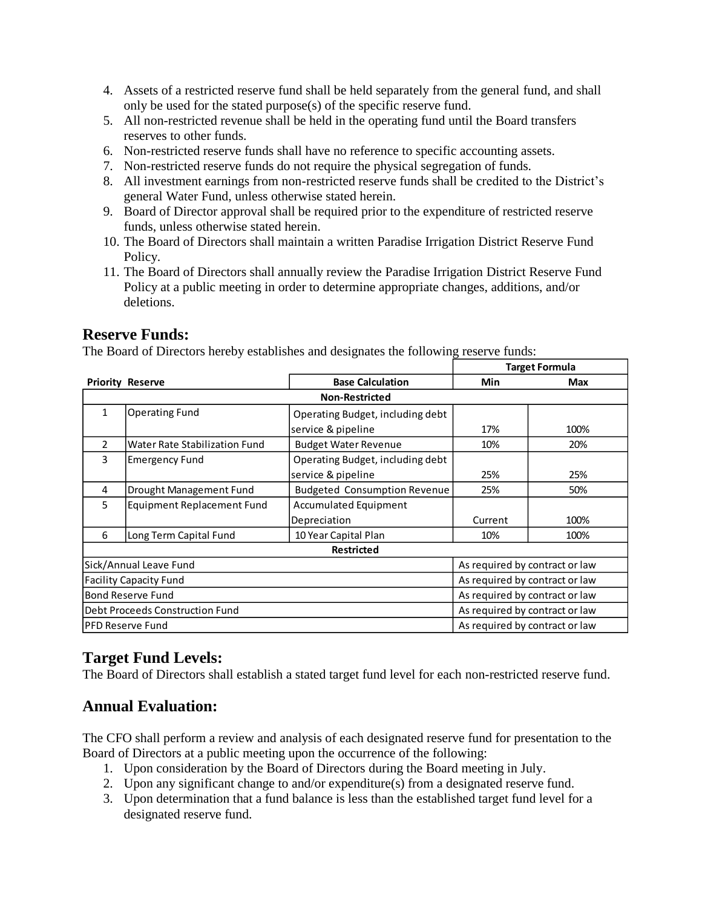4. Assets of a restricted reserve fund shall be held separately from the general fund, and shall only be used for the stated purpose(s) of the specific reserve fund.
5. All non-restricted revenue shall be held in the operating fund until the Board transfers reserves to other funds.
6. Non-restricted reserve funds shall have no reference to specific accounting assets.
7. Non-restricted reserve funds do not require the physical segregation of funds.
8. All investment earnings from non-restricted reserve funds shall be credited to the District's general Water Fund, unless otherwise stated herein.
9. Board of Director approval shall be required prior to the expenditure of restricted reserve funds, unless otherwise stated herein.
10. The Board of Directors shall maintain a written Paradise Irrigation District Reserve Fund Policy.
11. The Board of Directors shall annually review the Paradise Irrigation District Reserve Fund Policy at a public meeting in order to determine appropriate changes, additions, and/or deletions.

## Reserve Funds:

The Board of Directors hereby establishes and designates the following reserve funds:

| | | | Target Formula | |
|---|---|---|---|---|
| **Priority** | **Reserve** | **Base Calculation** | **Min** | **Max** |
| | | **Non-Restricted** | | |
| 1 | Operating Fund | Operating Budget, including debt service & pipeline | 17% | 100% |
| 2 | Water Rate Stabilization Fund | Budget Water Revenue | 10% | 20% |
| 3 | Emergency Fund | Operating Budget, including debt service & pipeline | 25% | 25% |
| 4 | Drought Management Fund | Budgeted Consumption Revenue | 25% | 50% |
| 5 | Equipment Replacement Fund | Accumulated Equipment Depreciation | Current | 100% |
| 6 | Long Term Capital Fund | 10 Year Capital Plan | 10% | 100% |
| | | **Restricted** | | |
| Sick/Annual Leave Fund | | | As required by contract or law | |
| Facility Capacity Fund | | | As required by contract or law | |
| Bond Reserve Fund | | | As required by contract or law | |
| Debt Proceeds Construction Fund | | | As required by contract or law | |
| PFD Reserve Fund | | | As required by contract or law | |

## Target Fund Levels:

The Board of Directors shall establish a stated target fund level for each non-restricted reserve fund.

## Annual Evaluation:

The CFO shall perform a review and analysis of each designated reserve fund for presentation to the Board of Directors at a public meeting upon the occurrence of the following:

1. Upon consideration by the Board of Directors during the Board meeting in July.
2. Upon any significant change to and/or expenditure(s) from a designated reserve fund.
3. Upon determination that a fund balance is less than the established target fund level for a designated reserve fund.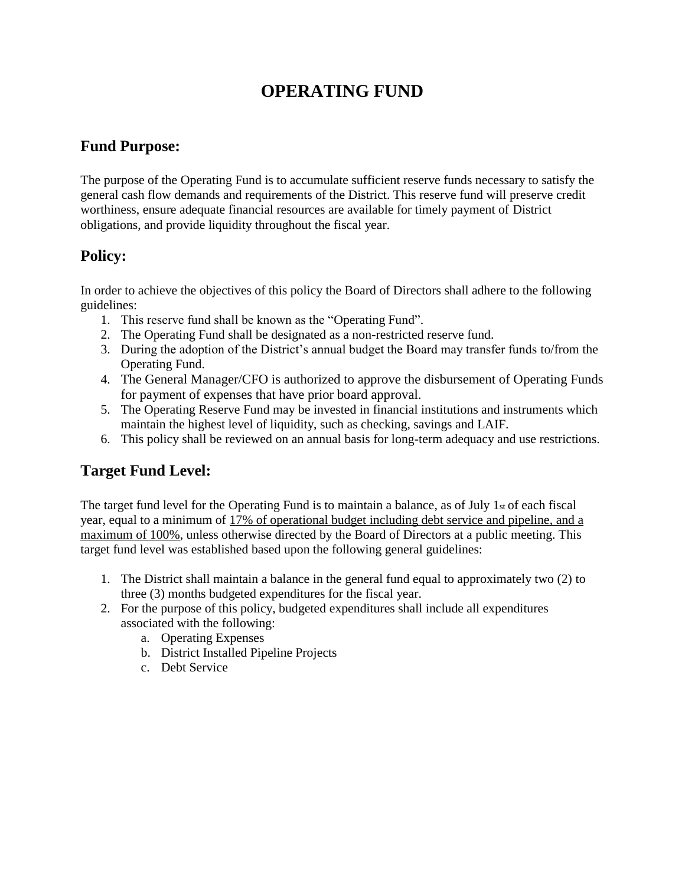# OPERATING FUND

## Fund Purpose:

The purpose of the Operating Fund is to accumulate sufficient reserve funds necessary to satisfy the general cash flow demands and requirements of the District. This reserve fund will preserve credit worthiness, ensure adequate financial resources are available for timely payment of District obligations, and provide liquidity throughout the fiscal year.

## Policy:

In order to achieve the objectives of this policy the Board of Directors shall adhere to the following guidelines:

1. This reserve fund shall be known as the "Operating Fund".
2. The Operating Fund shall be designated as a non-restricted reserve fund.
3. During the adoption of the District's annual budget the Board may transfer funds to/from the Operating Fund.
4. The General Manager/CFO is authorized to approve the disbursement of Operating Funds for payment of expenses that have prior board approval.
5. The Operating Reserve Fund may be invested in financial institutions and instruments which maintain the highest level of liquidity, such as checking, savings and LAIF.
6. This policy shall be reviewed on an annual basis for long-term adequacy and use restrictions.

## Target Fund Level:

The target fund level for the Operating Fund is to maintain a balance, as of July 1st of each fiscal year, equal to a minimum of <u>17% of operational budget including debt service and pipeline, and a maximum of 100%</u>, unless otherwise directed by the Board of Directors at a public meeting. This target fund level was established based upon the following general guidelines:

1. The District shall maintain a balance in the general fund equal to approximately two (2) to three (3) months budgeted expenditures for the fiscal year.
2. For the purpose of this policy, budgeted expenditures shall include all expenditures associated with the following:
   a. Operating Expenses
   b. District Installed Pipeline Projects
   c. Debt Service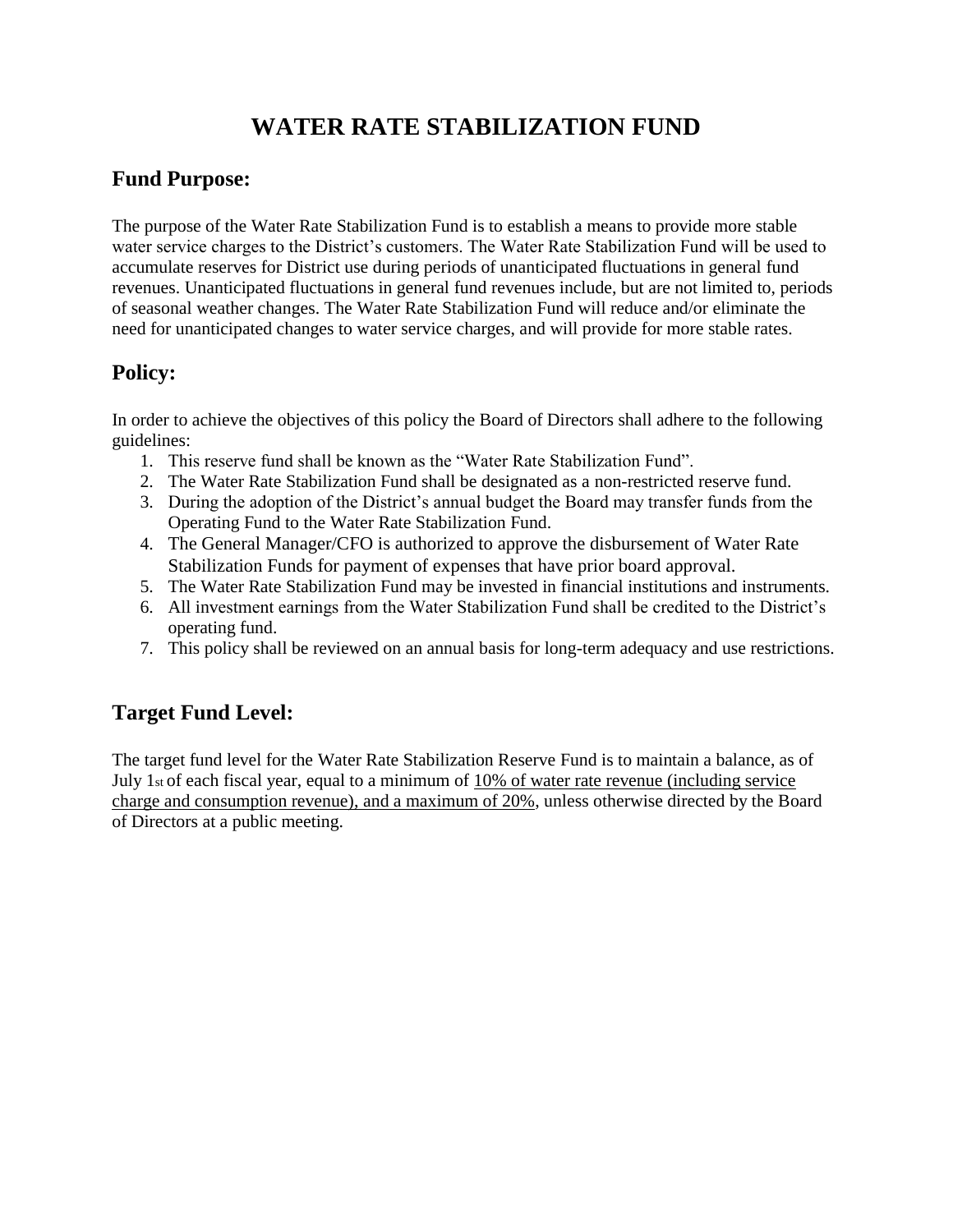# WATER RATE STABILIZATION FUND

## Fund Purpose:

The purpose of the Water Rate Stabilization Fund is to establish a means to provide more stable water service charges to the District's customers. The Water Rate Stabilization Fund will be used to accumulate reserves for District use during periods of unanticipated fluctuations in general fund revenues. Unanticipated fluctuations in general fund revenues include, but are not limited to, periods of seasonal weather changes. The Water Rate Stabilization Fund will reduce and/or eliminate the need for unanticipated changes to water service charges, and will provide for more stable rates.

## Policy:

In order to achieve the objectives of this policy the Board of Directors shall adhere to the following guidelines:

1. This reserve fund shall be known as the "Water Rate Stabilization Fund".
2. The Water Rate Stabilization Fund shall be designated as a non-restricted reserve fund.
3. During the adoption of the District's annual budget the Board may transfer funds from the Operating Fund to the Water Rate Stabilization Fund.
4. The General Manager/CFO is authorized to approve the disbursement of Water Rate Stabilization Funds for payment of expenses that have prior board approval.
5. The Water Rate Stabilization Fund may be invested in financial institutions and instruments.
6. All investment earnings from the Water Stabilization Fund shall be credited to the District's operating fund.
7. This policy shall be reviewed on an annual basis for long-term adequacy and use restrictions.

## Target Fund Level:

The target fund level for the Water Rate Stabilization Reserve Fund is to maintain a balance, as of July 1st of each fiscal year, equal to a minimum of <u>10% of water rate revenue (including service charge and consumption revenue), and a maximum of 20%</u>, unless otherwise directed by the Board of Directors at a public meeting.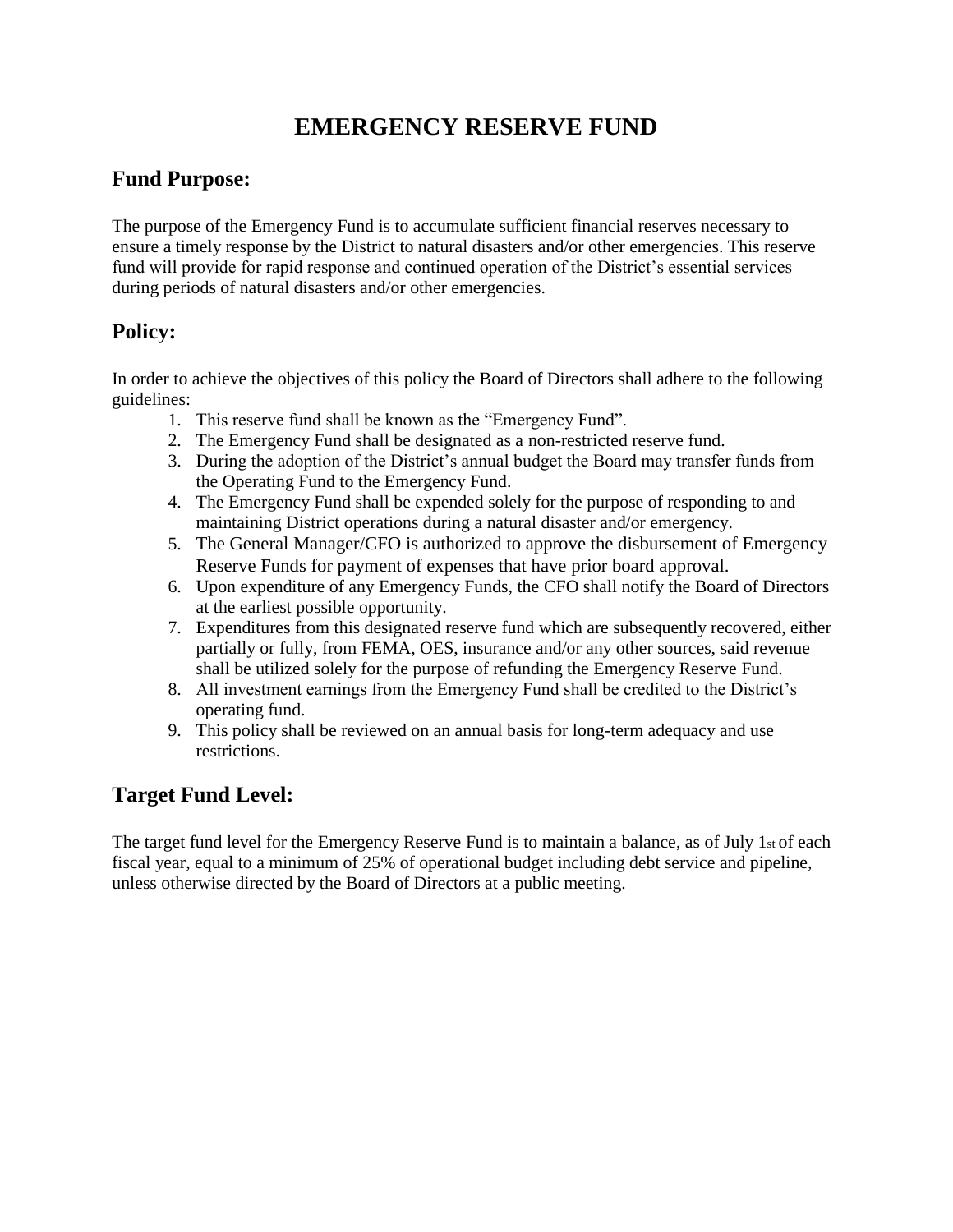# EMERGENCY RESERVE FUND

## Fund Purpose:

The purpose of the Emergency Fund is to accumulate sufficient financial reserves necessary to ensure a timely response by the District to natural disasters and/or other emergencies. This reserve fund will provide for rapid response and continued operation of the District's essential services during periods of natural disasters and/or other emergencies.

## Policy:

In order to achieve the objectives of this policy the Board of Directors shall adhere to the following guidelines:

1. This reserve fund shall be known as the "Emergency Fund".
2. The Emergency Fund shall be designated as a non-restricted reserve fund.
3. During the adoption of the District's annual budget the Board may transfer funds from the Operating Fund to the Emergency Fund.
4. The Emergency Fund shall be expended solely for the purpose of responding to and maintaining District operations during a natural disaster and/or emergency.
5. The General Manager/CFO is authorized to approve the disbursement of Emergency Reserve Funds for payment of expenses that have prior board approval.
6. Upon expenditure of any Emergency Funds, the CFO shall notify the Board of Directors at the earliest possible opportunity.
7. Expenditures from this designated reserve fund which are subsequently recovered, either partially or fully, from FEMA, OES, insurance and/or any other sources, said revenue shall be utilized solely for the purpose of refunding the Emergency Reserve Fund.
8. All investment earnings from the Emergency Fund shall be credited to the District's operating fund.
9. This policy shall be reviewed on an annual basis for long-term adequacy and use restrictions.

## Target Fund Level:

The target fund level for the Emergency Reserve Fund is to maintain a balance, as of July 1st of each fiscal year, equal to a minimum of <u>25% of operational budget including debt service and pipeline,</u> unless otherwise directed by the Board of Directors at a public meeting.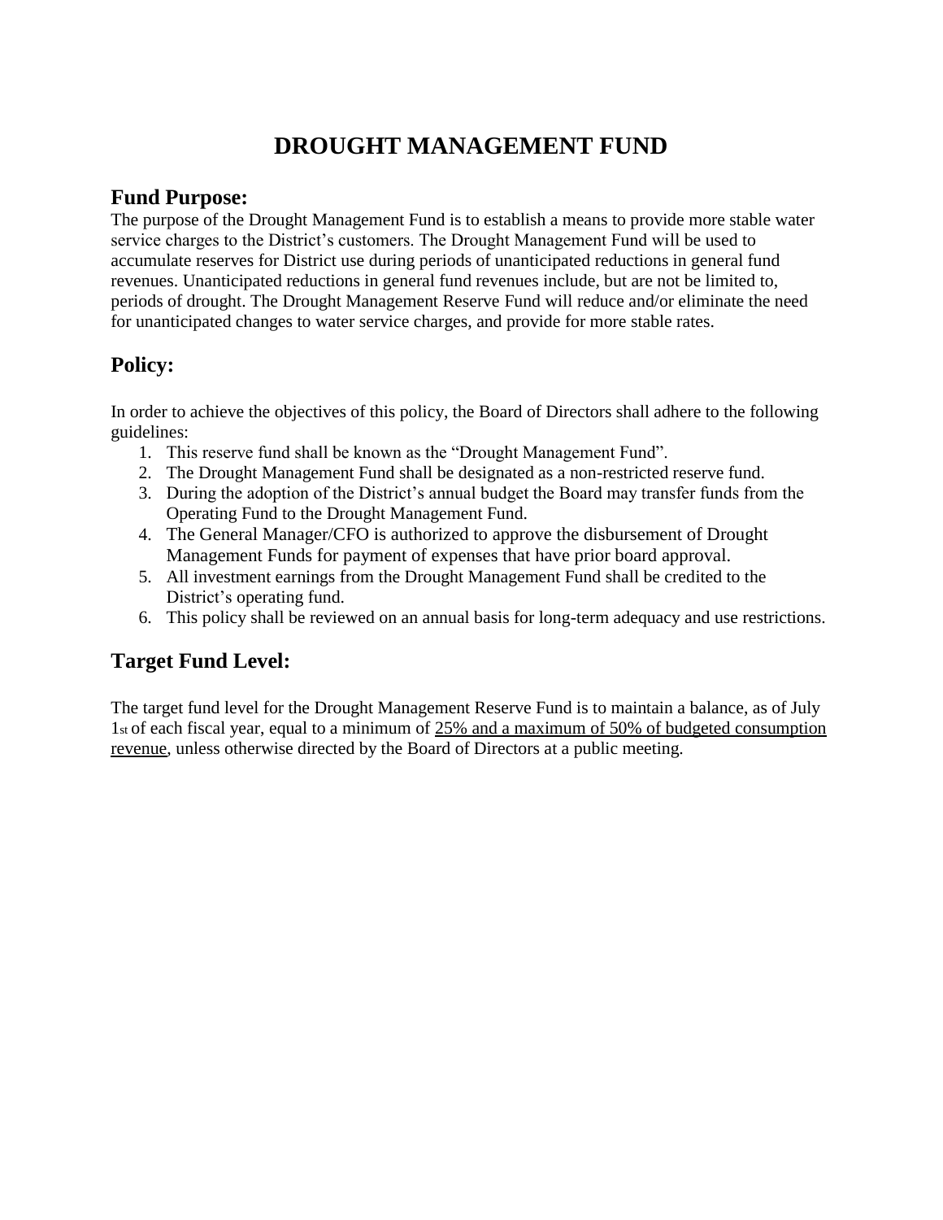# DROUGHT MANAGEMENT FUND

## Fund Purpose:

The purpose of the Drought Management Fund is to establish a means to provide more stable water service charges to the District's customers. The Drought Management Fund will be used to accumulate reserves for District use during periods of unanticipated reductions in general fund revenues. Unanticipated reductions in general fund revenues include, but are not be limited to, periods of drought. The Drought Management Reserve Fund will reduce and/or eliminate the need for unanticipated changes to water service charges, and provide for more stable rates.

## Policy:

In order to achieve the objectives of this policy, the Board of Directors shall adhere to the following guidelines:

1. This reserve fund shall be known as the "Drought Management Fund".
2. The Drought Management Fund shall be designated as a non-restricted reserve fund.
3. During the adoption of the District's annual budget the Board may transfer funds from the Operating Fund to the Drought Management Fund.
4. The General Manager/CFO is authorized to approve the disbursement of Drought Management Funds for payment of expenses that have prior board approval.
5. All investment earnings from the Drought Management Fund shall be credited to the District's operating fund.
6. This policy shall be reviewed on an annual basis for long-term adequacy and use restrictions.

## Target Fund Level:

The target fund level for the Drought Management Reserve Fund is to maintain a balance, as of July 1st of each fiscal year, equal to a minimum of 25% and a maximum of 50% of budgeted consumption revenue, unless otherwise directed by the Board of Directors at a public meeting.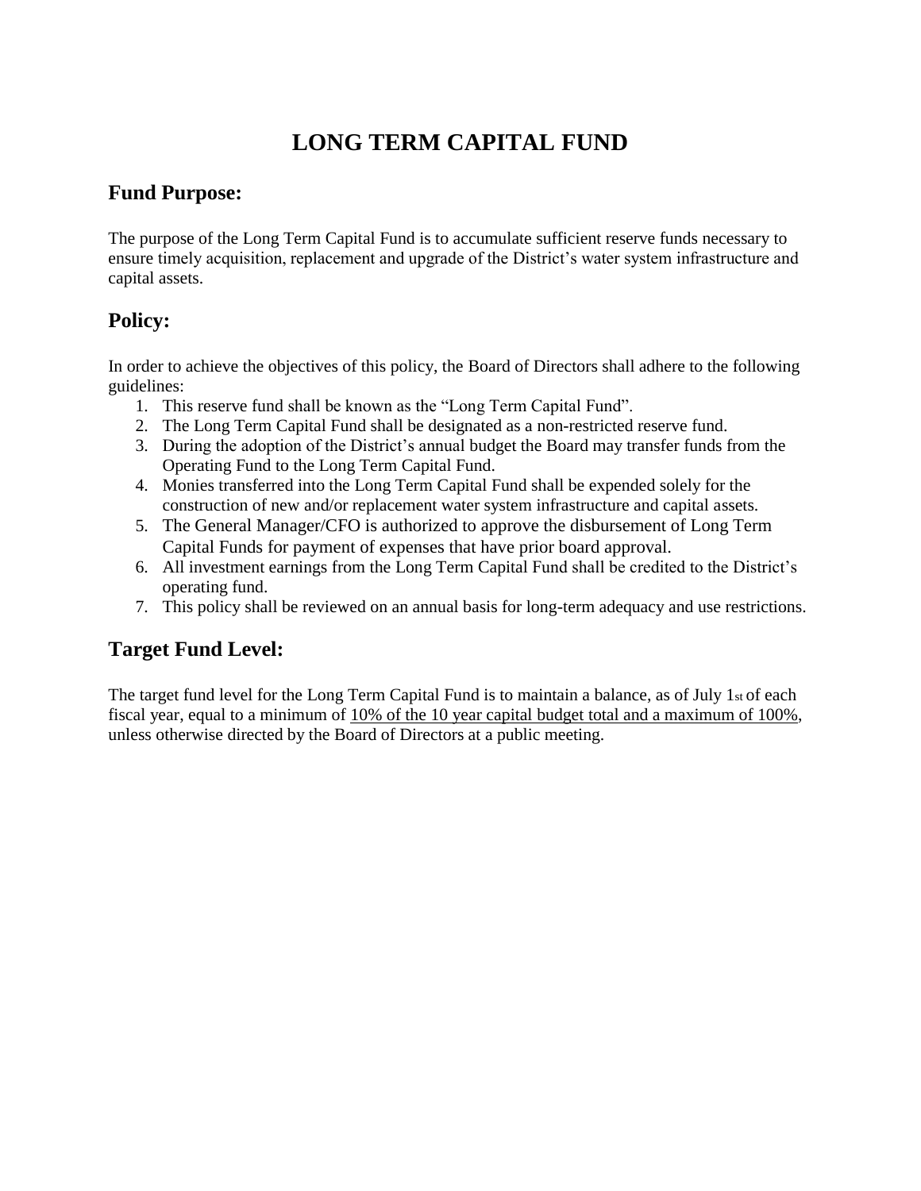# LONG TERM CAPITAL FUND

## Fund Purpose:

The purpose of the Long Term Capital Fund is to accumulate sufficient reserve funds necessary to ensure timely acquisition, replacement and upgrade of the District's water system infrastructure and capital assets.

## Policy:

In order to achieve the objectives of this policy, the Board of Directors shall adhere to the following guidelines:

1. This reserve fund shall be known as the "Long Term Capital Fund".
2. The Long Term Capital Fund shall be designated as a non-restricted reserve fund.
3. During the adoption of the District's annual budget the Board may transfer funds from the Operating Fund to the Long Term Capital Fund.
4. Monies transferred into the Long Term Capital Fund shall be expended solely for the construction of new and/or replacement water system infrastructure and capital assets.
5. The General Manager/CFO is authorized to approve the disbursement of Long Term Capital Funds for payment of expenses that have prior board approval.
6. All investment earnings from the Long Term Capital Fund shall be credited to the District's operating fund.
7. This policy shall be reviewed on an annual basis for long-term adequacy and use restrictions.

## Target Fund Level:

The target fund level for the Long Term Capital Fund is to maintain a balance, as of July 1st of each fiscal year, equal to a minimum of 10% of the 10 year capital budget total and a maximum of 100%, unless otherwise directed by the Board of Directors at a public meeting.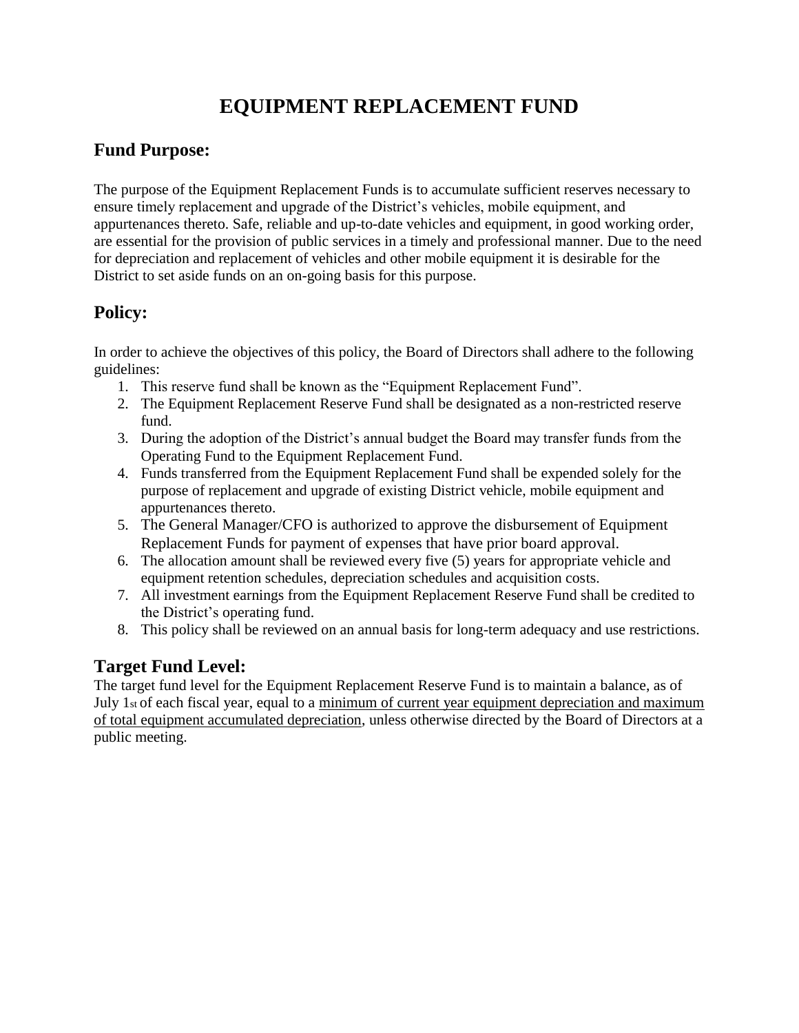# EQUIPMENT REPLACEMENT FUND

## Fund Purpose:

The purpose of the Equipment Replacement Funds is to accumulate sufficient reserves necessary to ensure timely replacement and upgrade of the District's vehicles, mobile equipment, and appurtenances thereto. Safe, reliable and up-to-date vehicles and equipment, in good working order, are essential for the provision of public services in a timely and professional manner. Due to the need for depreciation and replacement of vehicles and other mobile equipment it is desirable for the District to set aside funds on an on-going basis for this purpose.

## Policy:

In order to achieve the objectives of this policy, the Board of Directors shall adhere to the following guidelines:

1. This reserve fund shall be known as the "Equipment Replacement Fund".
2. The Equipment Replacement Reserve Fund shall be designated as a non-restricted reserve fund.
3. During the adoption of the District's annual budget the Board may transfer funds from the Operating Fund to the Equipment Replacement Fund.
4. Funds transferred from the Equipment Replacement Fund shall be expended solely for the purpose of replacement and upgrade of existing District vehicle, mobile equipment and appurtenances thereto.
5. The General Manager/CFO is authorized to approve the disbursement of Equipment Replacement Funds for payment of expenses that have prior board approval.
6. The allocation amount shall be reviewed every five (5) years for appropriate vehicle and equipment retention schedules, depreciation schedules and acquisition costs.
7. All investment earnings from the Equipment Replacement Reserve Fund shall be credited to the District's operating fund.
8. This policy shall be reviewed on an annual basis for long-term adequacy and use restrictions.

## Target Fund Level:

The target fund level for the Equipment Replacement Reserve Fund is to maintain a balance, as of July 1st of each fiscal year, equal to a <u>minimum of current year equipment depreciation and maximum of total equipment accumulated depreciation</u>, unless otherwise directed by the Board of Directors at a public meeting.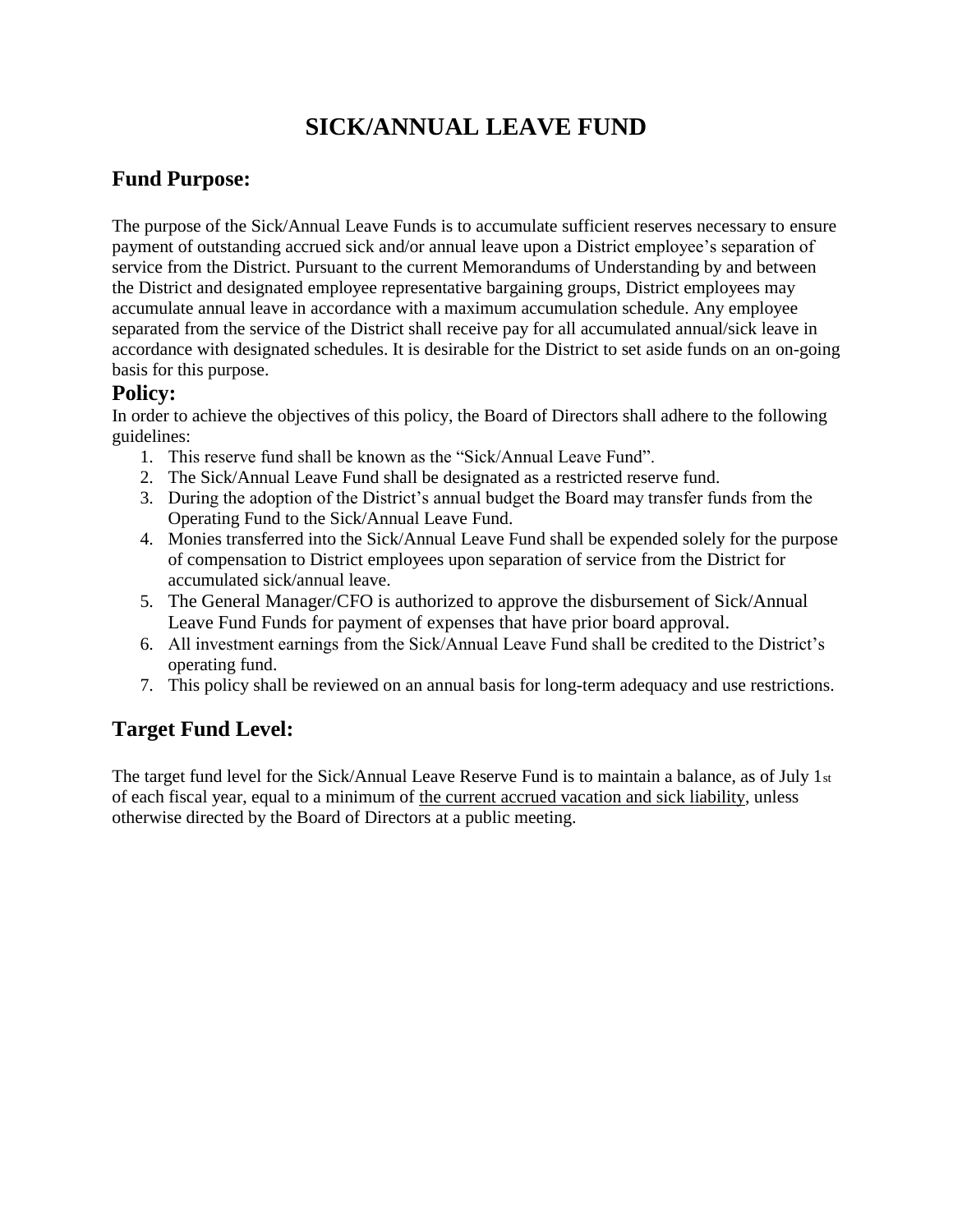# SICK/ANNUAL LEAVE FUND

## Fund Purpose:

The purpose of the Sick/Annual Leave Funds is to accumulate sufficient reserves necessary to ensure payment of outstanding accrued sick and/or annual leave upon a District employee's separation of service from the District. Pursuant to the current Memorandums of Understanding by and between the District and designated employee representative bargaining groups, District employees may accumulate annual leave in accordance with a maximum accumulation schedule. Any employee separated from the service of the District shall receive pay for all accumulated annual/sick leave in accordance with designated schedules. It is desirable for the District to set aside funds on an on-going basis for this purpose.

## Policy:

In order to achieve the objectives of this policy, the Board of Directors shall adhere to the following guidelines:

1. This reserve fund shall be known as the "Sick/Annual Leave Fund".
2. The Sick/Annual Leave Fund shall be designated as a restricted reserve fund.
3. During the adoption of the District's annual budget the Board may transfer funds from the Operating Fund to the Sick/Annual Leave Fund.
4. Monies transferred into the Sick/Annual Leave Fund shall be expended solely for the purpose of compensation to District employees upon separation of service from the District for accumulated sick/annual leave.
5. The General Manager/CFO is authorized to approve the disbursement of Sick/Annual Leave Fund Funds for payment of expenses that have prior board approval.
6. All investment earnings from the Sick/Annual Leave Fund shall be credited to the District's operating fund.
7. This policy shall be reviewed on an annual basis for long-term adequacy and use restrictions.

## Target Fund Level:

The target fund level for the Sick/Annual Leave Reserve Fund is to maintain a balance, as of July 1st of each fiscal year, equal to a minimum of the current accrued vacation and sick liability, unless otherwise directed by the Board of Directors at a public meeting.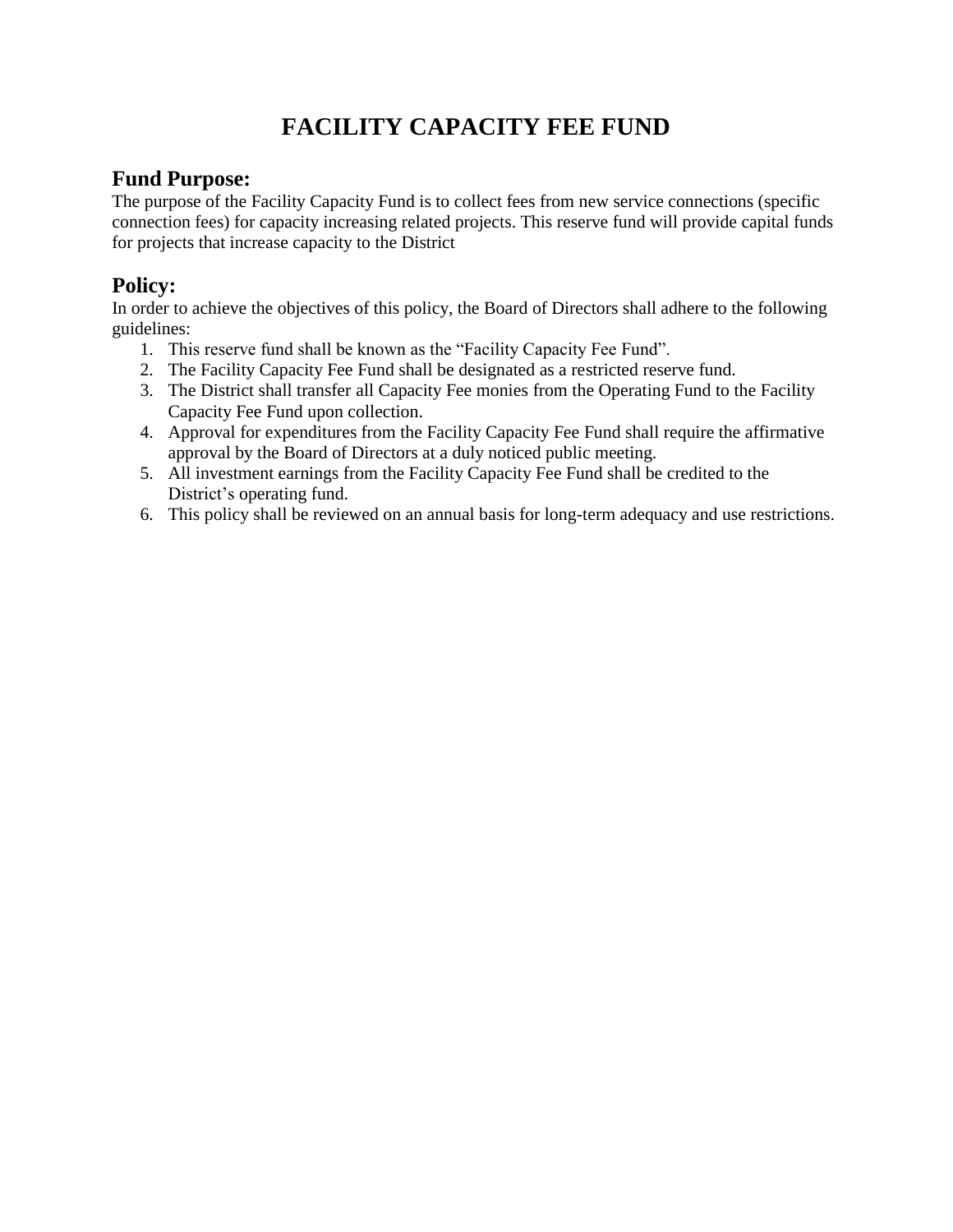# FACILITY CAPACITY FEE FUND

## Fund Purpose:

The purpose of the Facility Capacity Fund is to collect fees from new service connections (specific connection fees) for capacity increasing related projects. This reserve fund will provide capital funds for projects that increase capacity to the District

## Policy:

In order to achieve the objectives of this policy, the Board of Directors shall adhere to the following guidelines:

1. This reserve fund shall be known as the "Facility Capacity Fee Fund".
2. The Facility Capacity Fee Fund shall be designated as a restricted reserve fund.
3. The District shall transfer all Capacity Fee monies from the Operating Fund to the Facility Capacity Fee Fund upon collection.
4. Approval for expenditures from the Facility Capacity Fee Fund shall require the affirmative approval by the Board of Directors at a duly noticed public meeting.
5. All investment earnings from the Facility Capacity Fee Fund shall be credited to the District's operating fund.
6. This policy shall be reviewed on an annual basis for long-term adequacy and use restrictions.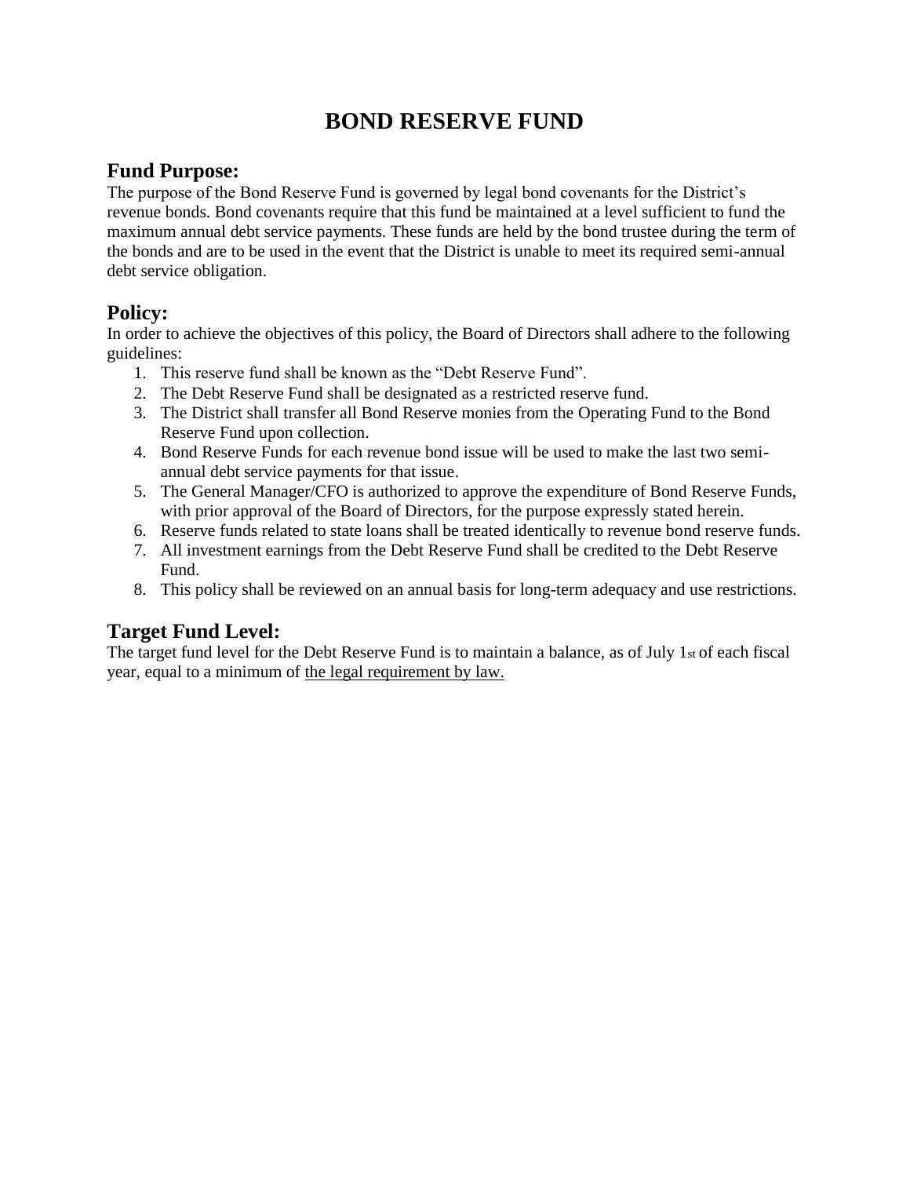# BOND RESERVE FUND

## Fund Purpose:

The purpose of the Bond Reserve Fund is governed by legal bond covenants for the District's revenue bonds. Bond covenants require that this fund be maintained at a level sufficient to fund the maximum annual debt service payments. These funds are held by the bond trustee during the term of the bonds and are to be used in the event that the District is unable to meet its required semi-annual debt service obligation.

## Policy:

In order to achieve the objectives of this policy, the Board of Directors shall adhere to the following guidelines:

1. This reserve fund shall be known as the "Debt Reserve Fund".
2. The Debt Reserve Fund shall be designated as a restricted reserve fund.
3. The District shall transfer all Bond Reserve monies from the Operating Fund to the Bond Reserve Fund upon collection.
4. Bond Reserve Funds for each revenue bond issue will be used to make the last two semi-annual debt service payments for that issue.
5. The General Manager/CFO is authorized to approve the expenditure of Bond Reserve Funds, with prior approval of the Board of Directors, for the purpose expressly stated herein.
6. Reserve funds related to state loans shall be treated identically to revenue bond reserve funds.
7. All investment earnings from the Debt Reserve Fund shall be credited to the Debt Reserve Fund.
8. This policy shall be reviewed on an annual basis for long-term adequacy and use restrictions.

## Target Fund Level:

The target fund level for the Debt Reserve Fund is to maintain a balance, as of July 1st of each fiscal year, equal to a minimum of <u>the legal requirement by law.</u>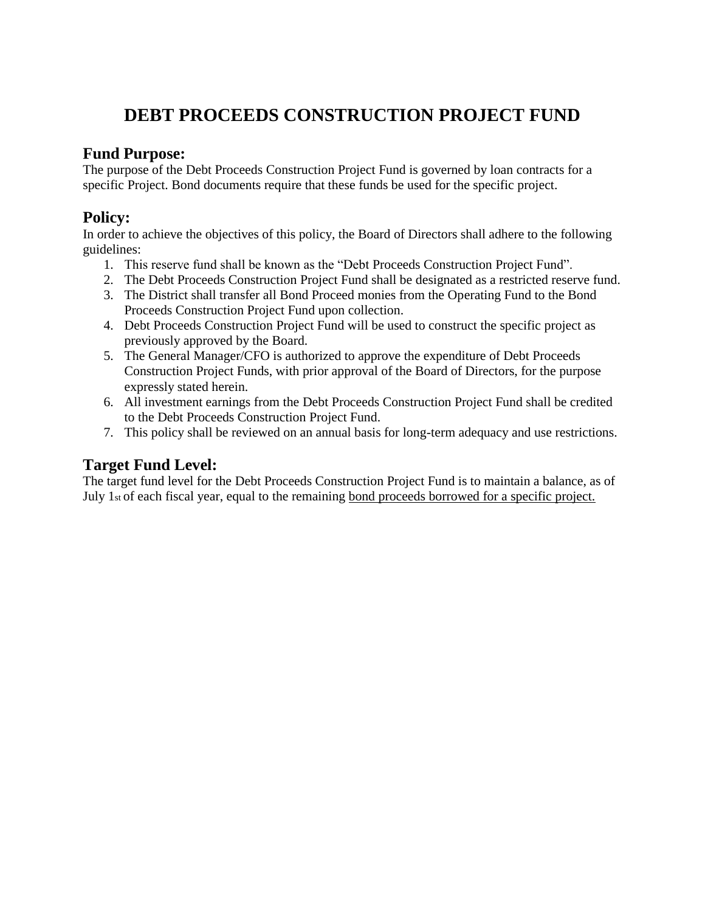# DEBT PROCEEDS CONSTRUCTION PROJECT FUND

## Fund Purpose:

The purpose of the Debt Proceeds Construction Project Fund is governed by loan contracts for a specific Project. Bond documents require that these funds be used for the specific project.

## Policy:

In order to achieve the objectives of this policy, the Board of Directors shall adhere to the following guidelines:

1. This reserve fund shall be known as the "Debt Proceeds Construction Project Fund".
2. The Debt Proceeds Construction Project Fund shall be designated as a restricted reserve fund.
3. The District shall transfer all Bond Proceed monies from the Operating Fund to the Bond Proceeds Construction Project Fund upon collection.
4. Debt Proceeds Construction Project Fund will be used to construct the specific project as previously approved by the Board.
5. The General Manager/CFO is authorized to approve the expenditure of Debt Proceeds Construction Project Funds, with prior approval of the Board of Directors, for the purpose expressly stated herein.
6. All investment earnings from the Debt Proceeds Construction Project Fund shall be credited to the Debt Proceeds Construction Project Fund.
7. This policy shall be reviewed on an annual basis for long-term adequacy and use restrictions.

## Target Fund Level:

The target fund level for the Debt Proceeds Construction Project Fund is to maintain a balance, as of July 1st of each fiscal year, equal to the remaining <u>bond proceeds borrowed for a specific project.</u>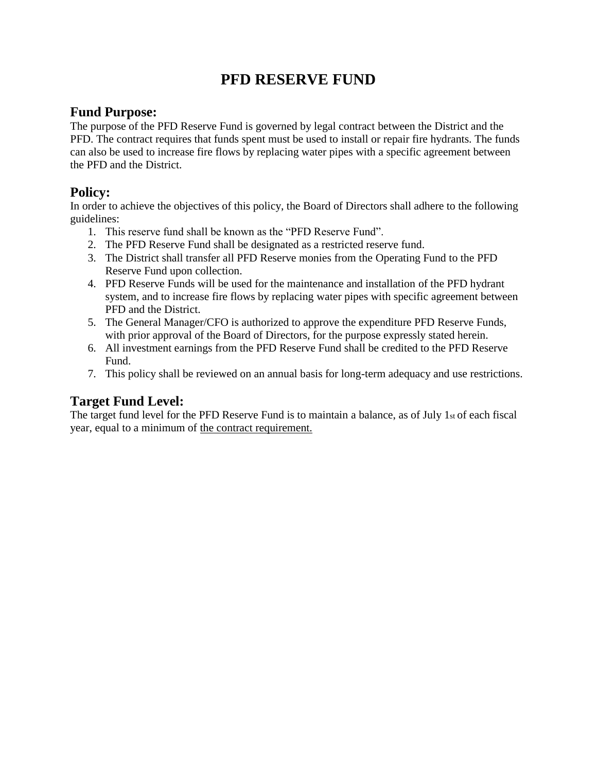# PFD RESERVE FUND

## Fund Purpose:

The purpose of the PFD Reserve Fund is governed by legal contract between the District and the PFD. The contract requires that funds spent must be used to install or repair fire hydrants. The funds can also be used to increase fire flows by replacing water pipes with a specific agreement between the PFD and the District.

## Policy:

In order to achieve the objectives of this policy, the Board of Directors shall adhere to the following guidelines:

1. This reserve fund shall be known as the "PFD Reserve Fund".
2. The PFD Reserve Fund shall be designated as a restricted reserve fund.
3. The District shall transfer all PFD Reserve monies from the Operating Fund to the PFD Reserve Fund upon collection.
4. PFD Reserve Funds will be used for the maintenance and installation of the PFD hydrant system, and to increase fire flows by replacing water pipes with specific agreement between PFD and the District.
5. The General Manager/CFO is authorized to approve the expenditure PFD Reserve Funds, with prior approval of the Board of Directors, for the purpose expressly stated herein.
6. All investment earnings from the PFD Reserve Fund shall be credited to the PFD Reserve Fund.
7. This policy shall be reviewed on an annual basis for long-term adequacy and use restrictions.

## Target Fund Level:

The target fund level for the PFD Reserve Fund is to maintain a balance, as of July 1st of each fiscal year, equal to a minimum of <u>the contract requirement.</u>